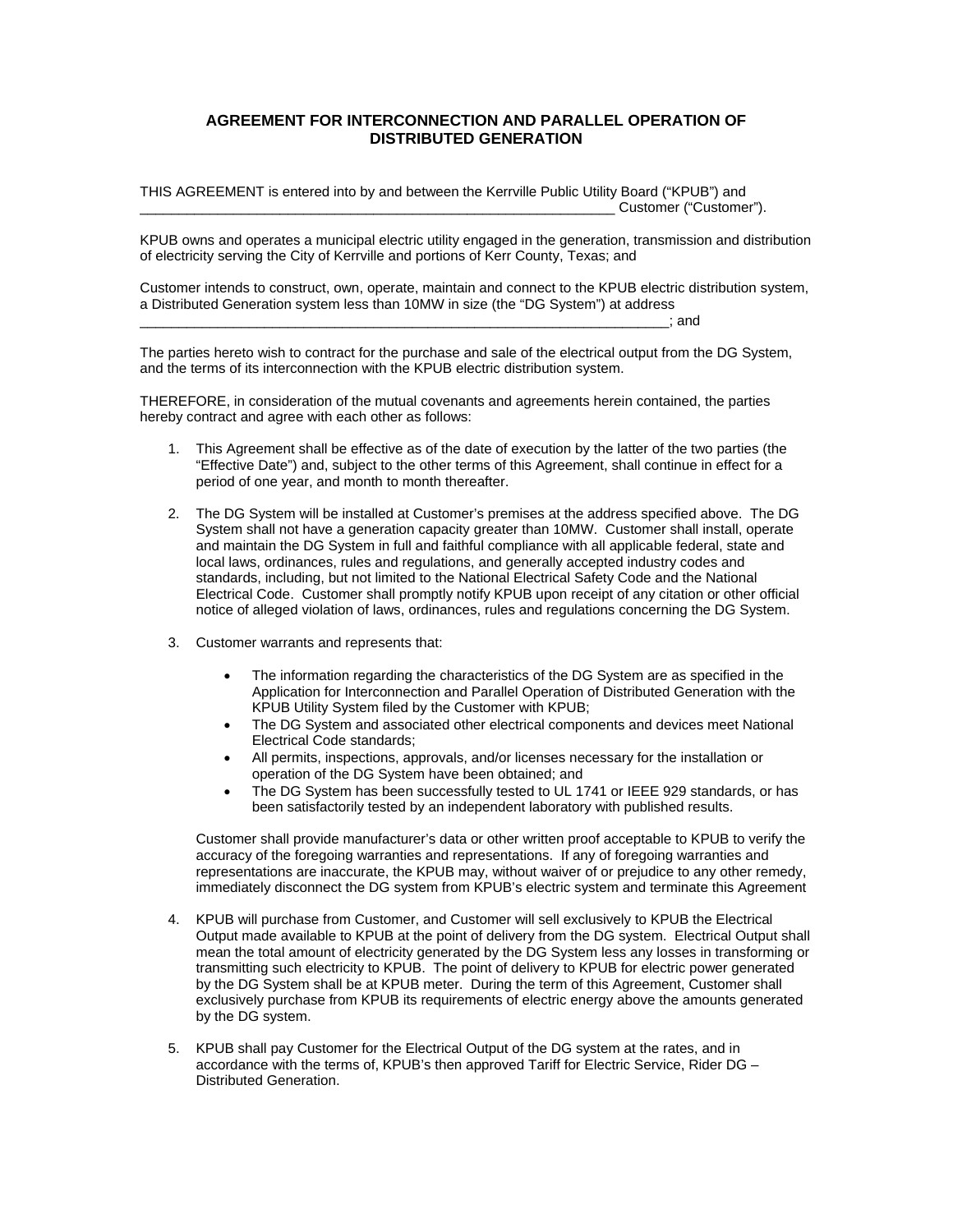# AGREEMENT FOR INTERCONNECTION AND PARALLEL OPERATION OF DISTRIBUTED GENERATION

THIS AGREEMENT is entered into by and between the Kerrville Public Utility Board ("KPUB") and _________________________________________________________________ Customer ("Customer").

KPUB owns and operates a municipal electric utility engaged in the generation, transmission and distribution of electricity serving the City of Kerrville and portions of Kerr County, Texas; and

Customer intends to construct, own, operate, maintain and connect to the KPUB electric distribution system, a Distributed Generation system less than 10MW in size (the "DG System") at address _________________________________________________________________________; and

The parties hereto wish to contract for the purchase and sale of the electrical output from the DG System, and the terms of its interconnection with the KPUB electric distribution system.

THEREFORE, in consideration of the mutual covenants and agreements herein contained, the parties hereby contract and agree with each other as follows:

1. This Agreement shall be effective as of the date of execution by the latter of the two parties (the "Effective Date") and, subject to the other terms of this Agreement, shall continue in effect for a period of one year, and month to month thereafter.

2. The DG System will be installed at Customer's premises at the address specified above. The DG System shall not have a generation capacity greater than 10MW. Customer shall install, operate and maintain the DG System in full and faithful compliance with all applicable federal, state and local laws, ordinances, rules and regulations, and generally accepted industry codes and standards, including, but not limited to the National Electrical Safety Code and the National Electrical Code. Customer shall promptly notify KPUB upon receipt of any citation or other official notice of alleged violation of laws, ordinances, rules and regulations concerning the DG System.

3. Customer warrants and represents that:

   - The information regarding the characteristics of the DG System are as specified in the Application for Interconnection and Parallel Operation of Distributed Generation with the KPUB Utility System filed by the Customer with KPUB;
   - The DG System and associated other electrical components and devices meet National Electrical Code standards;
   - All permits, inspections, approvals, and/or licenses necessary for the installation or operation of the DG System have been obtained; and
   - The DG System has been successfully tested to UL 1741 or IEEE 929 standards, or has been satisfactorily tested by an independent laboratory with published results.

   Customer shall provide manufacturer's data or other written proof acceptable to KPUB to verify the accuracy of the foregoing warranties and representations. If any of foregoing warranties and representations are inaccurate, the KPUB may, without waiver of or prejudice to any other remedy, immediately disconnect the DG system from KPUB's electric system and terminate this Agreement

4. KPUB will purchase from Customer, and Customer will sell exclusively to KPUB the Electrical Output made available to KPUB at the point of delivery from the DG system. Electrical Output shall mean the total amount of electricity generated by the DG System less any losses in transforming or transmitting such electricity to KPUB. The point of delivery to KPUB for electric power generated by the DG System shall be at KPUB meter. During the term of this Agreement, Customer shall exclusively purchase from KPUB its requirements of electric energy above the amounts generated by the DG system.

5. KPUB shall pay Customer for the Electrical Output of the DG system at the rates, and in accordance with the terms of, KPUB's then approved Tariff for Electric Service, Rider DG – Distributed Generation.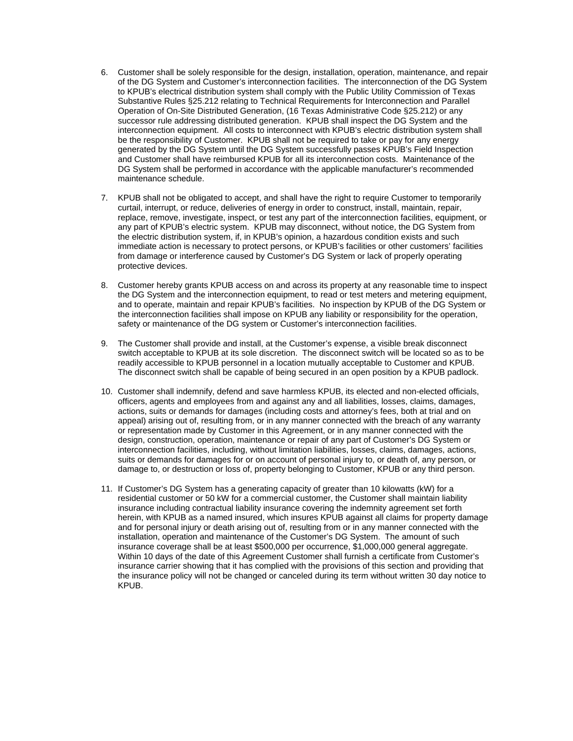6. Customer shall be solely responsible for the design, installation, operation, maintenance, and repair of the DG System and Customer's interconnection facilities. The interconnection of the DG System to KPUB's electrical distribution system shall comply with the Public Utility Commission of Texas Substantive Rules §25.212 relating to Technical Requirements for Interconnection and Parallel Operation of On-Site Distributed Generation, (16 Texas Administrative Code §25.212) or any successor rule addressing distributed generation. KPUB shall inspect the DG System and the interconnection equipment. All costs to interconnect with KPUB's electric distribution system shall be the responsibility of Customer. KPUB shall not be required to take or pay for any energy generated by the DG System until the DG System successfully passes KPUB's Field Inspection and Customer shall have reimbursed KPUB for all its interconnection costs. Maintenance of the DG System shall be performed in accordance with the applicable manufacturer's recommended maintenance schedule.

7. KPUB shall not be obligated to accept, and shall have the right to require Customer to temporarily curtail, interrupt, or reduce, deliveries of energy in order to construct, install, maintain, repair, replace, remove, investigate, inspect, or test any part of the interconnection facilities, equipment, or any part of KPUB's electric system. KPUB may disconnect, without notice, the DG System from the electric distribution system, if, in KPUB's opinion, a hazardous condition exists and such immediate action is necessary to protect persons, or KPUB's facilities or other customers' facilities from damage or interference caused by Customer's DG System or lack of properly operating protective devices.

8. Customer hereby grants KPUB access on and across its property at any reasonable time to inspect the DG System and the interconnection equipment, to read or test meters and metering equipment, and to operate, maintain and repair KPUB's facilities. No inspection by KPUB of the DG System or the interconnection facilities shall impose on KPUB any liability or responsibility for the operation, safety or maintenance of the DG system or Customer's interconnection facilities.

9. The Customer shall provide and install, at the Customer's expense, a visible break disconnect switch acceptable to KPUB at its sole discretion. The disconnect switch will be located so as to be readily accessible to KPUB personnel in a location mutually acceptable to Customer and KPUB. The disconnect switch shall be capable of being secured in an open position by a KPUB padlock.

10. Customer shall indemnify, defend and save harmless KPUB, its elected and non-elected officials, officers, agents and employees from and against any and all liabilities, losses, claims, damages, actions, suits or demands for damages (including costs and attorney's fees, both at trial and on appeal) arising out of, resulting from, or in any manner connected with the breach of any warranty or representation made by Customer in this Agreement, or in any manner connected with the design, construction, operation, maintenance or repair of any part of Customer's DG System or interconnection facilities, including, without limitation liabilities, losses, claims, damages, actions, suits or demands for damages for or on account of personal injury to, or death of, any person, or damage to, or destruction or loss of, property belonging to Customer, KPUB or any third person.

11. If Customer's DG System has a generating capacity of greater than 10 kilowatts (kW) for a residential customer or 50 kW for a commercial customer, the Customer shall maintain liability insurance including contractual liability insurance covering the indemnity agreement set forth herein, with KPUB as a named insured, which insures KPUB against all claims for property damage and for personal injury or death arising out of, resulting from or in any manner connected with the installation, operation and maintenance of the Customer's DG System. The amount of such insurance coverage shall be at least $500,000 per occurrence, $1,000,000 general aggregate. Within 10 days of the date of this Agreement Customer shall furnish a certificate from Customer's insurance carrier showing that it has complied with the provisions of this section and providing that the insurance policy will not be changed or canceled during its term without written 30 day notice to KPUB.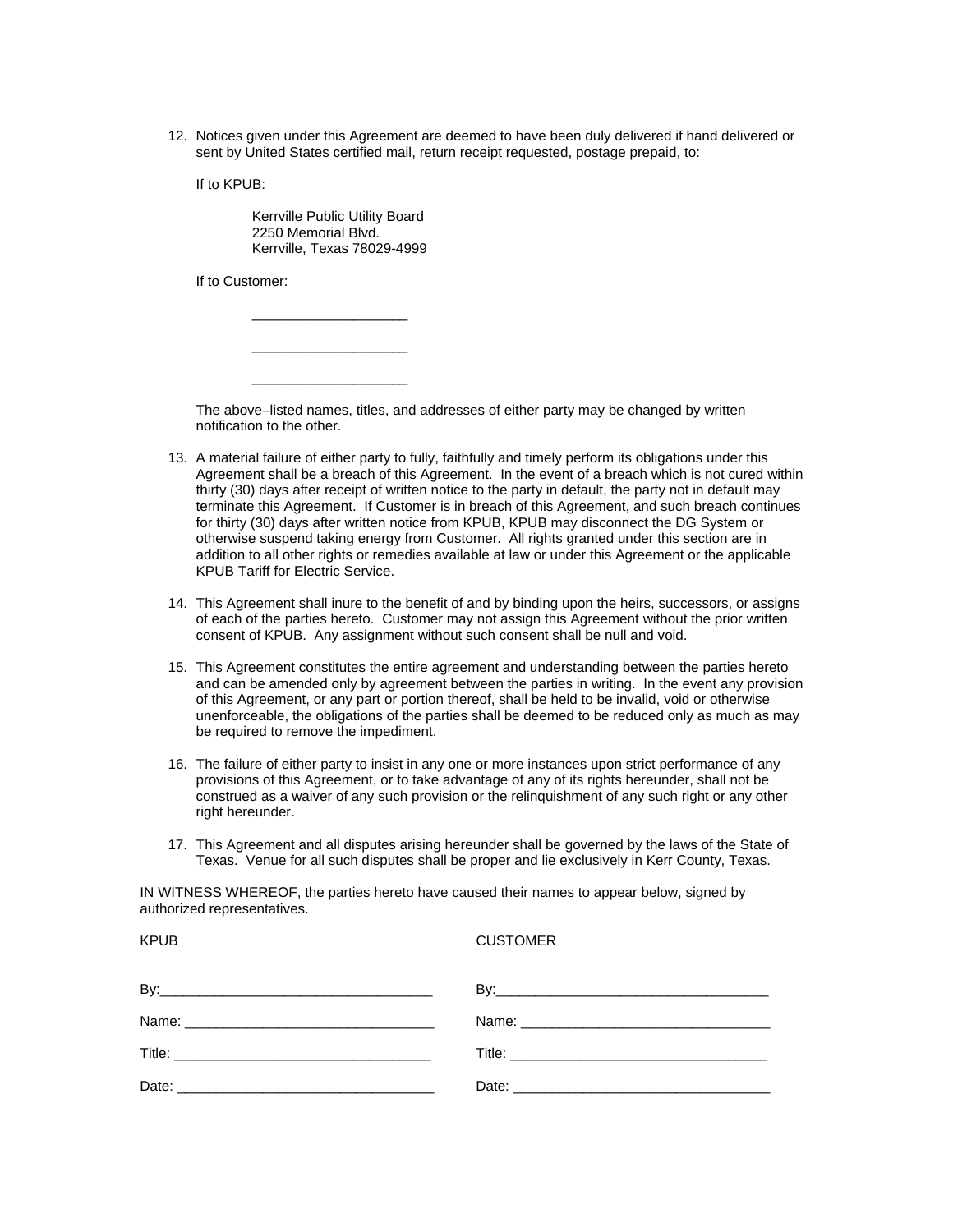12. Notices given under this Agreement are deemed to have been duly delivered if hand delivered or sent by United States certified mail, return receipt requested, postage prepaid, to:

    If to KPUB:

    Kerrville Public Utility Board
    2250 Memorial Blvd.
    Kerrville, Texas 78029-4999

    If to Customer:

    ____________________

    ____________________

    ____________________

    The above–listed names, titles, and addresses of either party may be changed by written notification to the other.

13. A material failure of either party to fully, faithfully and timely perform its obligations under this Agreement shall be a breach of this Agreement. In the event of a breach which is not cured within thirty (30) days after receipt of written notice to the party in default, the party not in default may terminate this Agreement. If Customer is in breach of this Agreement, and such breach continues for thirty (30) days after written notice from KPUB, KPUB may disconnect the DG System or otherwise suspend taking energy from Customer. All rights granted under this section are in addition to all other rights or remedies available at law or under this Agreement or the applicable KPUB Tariff for Electric Service.

14. This Agreement shall inure to the benefit of and by binding upon the heirs, successors, or assigns of each of the parties hereto. Customer may not assign this Agreement without the prior written consent of KPUB. Any assignment without such consent shall be null and void.

15. This Agreement constitutes the entire agreement and understanding between the parties hereto and can be amended only by agreement between the parties in writing. In the event any provision of this Agreement, or any part or portion thereof, shall be held to be invalid, void or otherwise unenforceable, the obligations of the parties shall be deemed to be reduced only as much as may be required to remove the impediment.

16. The failure of either party to insist in any one or more instances upon strict performance of any provisions of this Agreement, or to take advantage of any of its rights hereunder, shall not be construed as a waiver of any such provision or the relinquishment of any such right or any other right hereunder.

17. This Agreement and all disputes arising hereunder shall be governed by the laws of the State of Texas. Venue for all such disputes shall be proper and lie exclusively in Kerr County, Texas.

IN WITNESS WHEREOF, the parties hereto have caused their names to appear below, signed by authorized representatives.

| KPUB | CUSTOMER |
|---|---|
| By:___________________________________ | By:___________________________________ |
| Name: ________________________________ | Name: ________________________________ |
| Title: _________________________________ | Title: _________________________________ |
| Date: _________________________________ | Date: _________________________________ |